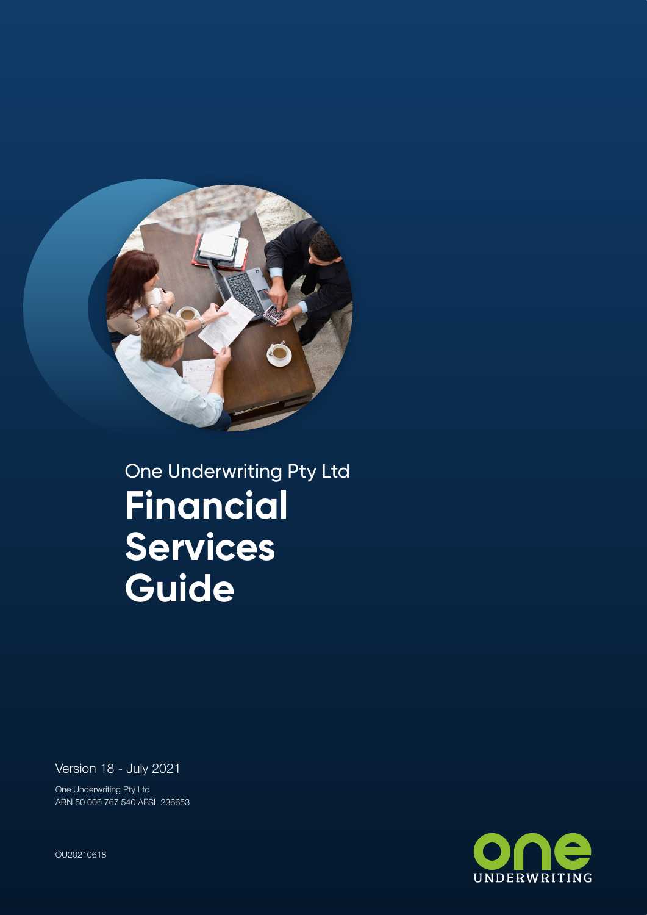One Underwriting Pty Ltd

# Financial Services Guide

Version 18 - July 2021

One Underwriting Pty Ltd
ABN 50 006 767 540 AFSL 236653

OU20210618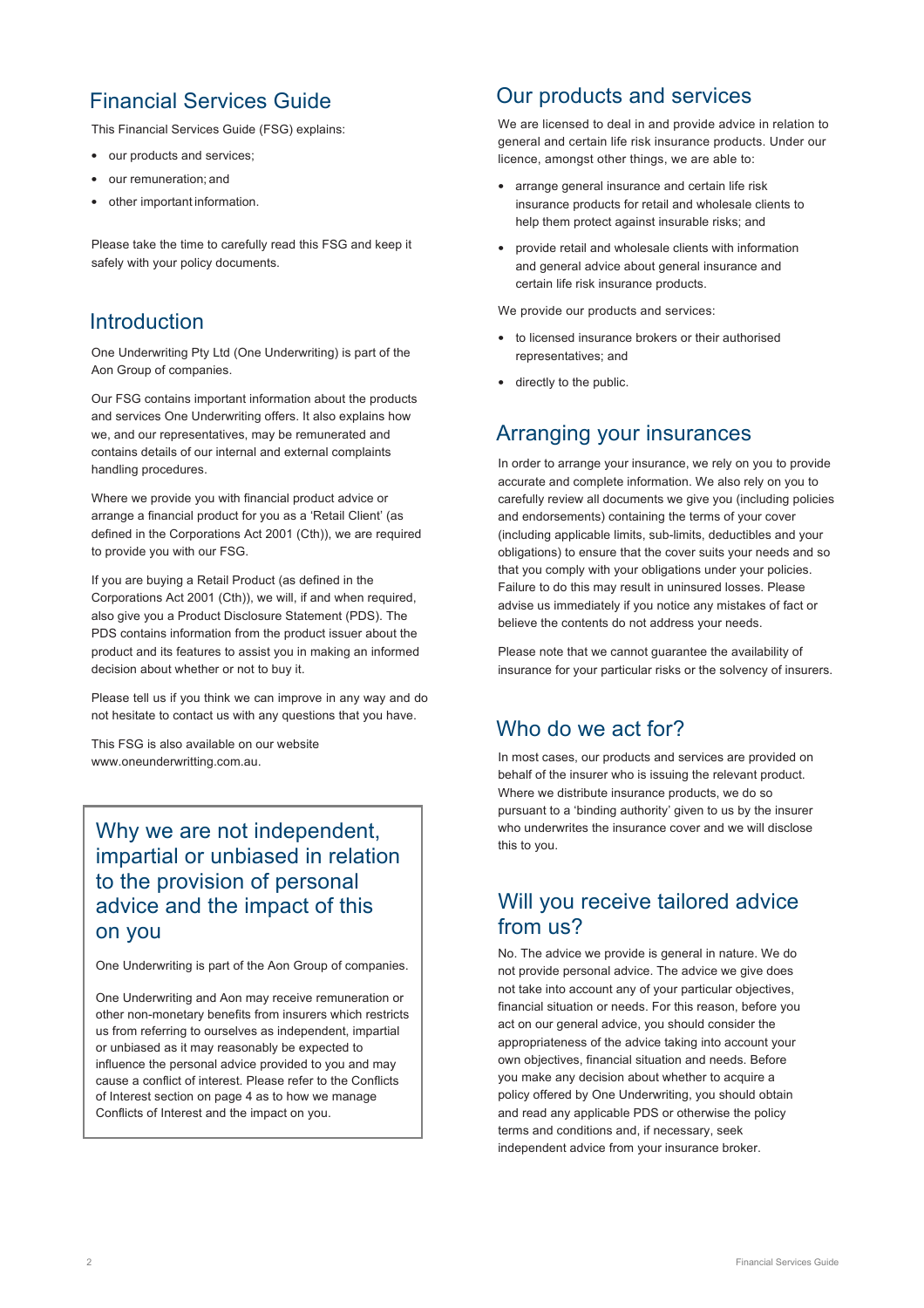## Financial Services Guide

This Financial Services Guide (FSG) explains:

- our products and services;
- our remuneration; and
- other important information.

Please take the time to carefully read this FSG and keep it safely with your policy documents.

## Introduction

One Underwriting Pty Ltd (One Underwriting) is part of the Aon Group of companies.

Our FSG contains important information about the products and services One Underwriting offers. It also explains how we, and our representatives, may be remunerated and contains details of our internal and external complaints handling procedures.

Where we provide you with financial product advice or arrange a financial product for you as a 'Retail Client' (as defined in the Corporations Act 2001 (Cth)), we are required to provide you with our FSG.

If you are buying a Retail Product (as defined in the Corporations Act 2001 (Cth)), we will, if and when required, also give you a Product Disclosure Statement (PDS). The PDS contains information from the product issuer about the product and its features to assist you in making an informed decision about whether or not to buy it.

Please tell us if you think we can improve in any way and do not hesitate to contact us with any questions that you have.

This FSG is also available on our website www.oneunderwritting.com.au.

## Why we are not independent, impartial or unbiased in relation to the provision of personal advice and the impact of this on you

One Underwriting is part of the Aon Group of companies.

One Underwriting and Aon may receive remuneration or other non-monetary benefits from insurers which restricts us from referring to ourselves as independent, impartial or unbiased as it may reasonably be expected to influence the personal advice provided to you and may cause a conflict of interest. Please refer to the Conflicts of Interest section on page 4 as to how we manage Conflicts of Interest and the impact on you.

## Our products and services

We are licensed to deal in and provide advice in relation to general and certain life risk insurance products. Under our licence, amongst other things, we are able to:

- arrange general insurance and certain life risk insurance products for retail and wholesale clients to help them protect against insurable risks; and
- provide retail and wholesale clients with information and general advice about general insurance and certain life risk insurance products.

We provide our products and services:

- to licensed insurance brokers or their authorised representatives; and
- directly to the public.

## Arranging your insurances

In order to arrange your insurance, we rely on you to provide accurate and complete information. We also rely on you to carefully review all documents we give you (including policies and endorsements) containing the terms of your cover (including applicable limits, sub-limits, deductibles and your obligations) to ensure that the cover suits your needs and so that you comply with your obligations under your policies. Failure to do this may result in uninsured losses. Please advise us immediately if you notice any mistakes of fact or believe the contents do not address your needs.

Please note that we cannot guarantee the availability of insurance for your particular risks or the solvency of insurers.

## Who do we act for?

In most cases, our products and services are provided on behalf of the insurer who is issuing the relevant product. Where we distribute insurance products, we do so pursuant to a 'binding authority' given to us by the insurer who underwrites the insurance cover and we will disclose this to you.

## Will you receive tailored advice from us?

No. The advice we provide is general in nature. We do not provide personal advice. The advice we give does not take into account any of your particular objectives, financial situation or needs. For this reason, before you act on our general advice, you should consider the appropriateness of the advice taking into account your own objectives, financial situation and needs. Before you make any decision about whether to acquire a policy offered by One Underwriting, you should obtain and read any applicable PDS or otherwise the policy terms and conditions and, if necessary, seek independent advice from your insurance broker.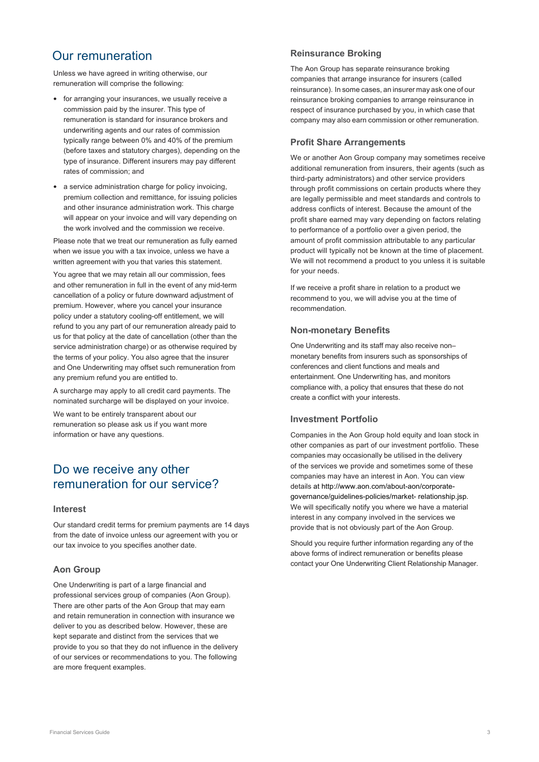## Our remuneration

Unless we have agreed in writing otherwise, our remuneration will comprise the following:

- for arranging your insurances, we usually receive a commission paid by the insurer. This type of remuneration is standard for insurance brokers and underwriting agents and our rates of commission typically range between 0% and 40% of the premium (before taxes and statutory charges), depending on the type of insurance. Different insurers may pay different rates of commission; and
- a service administration charge for policy invoicing, premium collection and remittance, for issuing policies and other insurance administration work. This charge will appear on your invoice and will vary depending on the work involved and the commission we receive.

Please note that we treat our remuneration as fully earned when we issue you with a tax invoice, unless we have a written agreement with you that varies this statement.

You agree that we may retain all our commission, fees and other remuneration in full in the event of any mid-term cancellation of a policy or future downward adjustment of premium. However, where you cancel your insurance policy under a statutory cooling-off entitlement, we will refund to you any part of our remuneration already paid to us for that policy at the date of cancellation (other than the service administration charge) or as otherwise required by the terms of your policy. You also agree that the insurer and One Underwriting may offset such remuneration from any premium refund you are entitled to.

A surcharge may apply to all credit card payments. The nominated surcharge will be displayed on your invoice.

We want to be entirely transparent about our remuneration so please ask us if you want more information or have any questions.

## Do we receive any other remuneration for our service?

### Interest

Our standard credit terms for premium payments are 14 days from the date of invoice unless our agreement with you or our tax invoice to you specifies another date.

### Aon Group

One Underwriting is part of a large financial and professional services group of companies (Aon Group). There are other parts of the Aon Group that may earn and retain remuneration in connection with insurance we deliver to you as described below. However, these are kept separate and distinct from the services that we provide to you so that they do not influence in the delivery of our services or recommendations to you. The following are more frequent examples.

### Reinsurance Broking

The Aon Group has separate reinsurance broking companies that arrange insurance for insurers (called reinsurance). In some cases, an insurer may ask one of our reinsurance broking companies to arrange reinsurance in respect of insurance purchased by you, in which case that company may also earn commission or other remuneration.

### Profit Share Arrangements

We or another Aon Group company may sometimes receive additional remuneration from insurers, their agents (such as third-party administrators) and other service providers through profit commissions on certain products where they are legally permissible and meet standards and controls to address conflicts of interest. Because the amount of the profit share earned may vary depending on factors relating to performance of a portfolio over a given period, the amount of profit commission attributable to any particular product will typically not be known at the time of placement. We will not recommend a product to you unless it is suitable for your needs.

If we receive a profit share in relation to a product we recommend to you, we will advise you at the time of recommendation.

### Non-monetary Benefits

One Underwriting and its staff may also receive non–monetary benefits from insurers such as sponsorships of conferences and client functions and meals and entertainment. One Underwriting has, and monitors compliance with, a policy that ensures that these do not create a conflict with your interests.

### Investment Portfolio

Companies in the Aon Group hold equity and loan stock in other companies as part of our investment portfolio. These companies may occasionally be utilised in the delivery of the services we provide and sometimes some of these companies may have an interest in Aon. You can view details at http://www.aon.com/about-aon/corporate-governance/guidelines-policies/market- relationship.jsp. We will specifically notify you where we have a material interest in any company involved in the services we provide that is not obviously part of the Aon Group.

Should you require further information regarding any of the above forms of indirect remuneration or benefits please contact your One Underwriting Client Relationship Manager.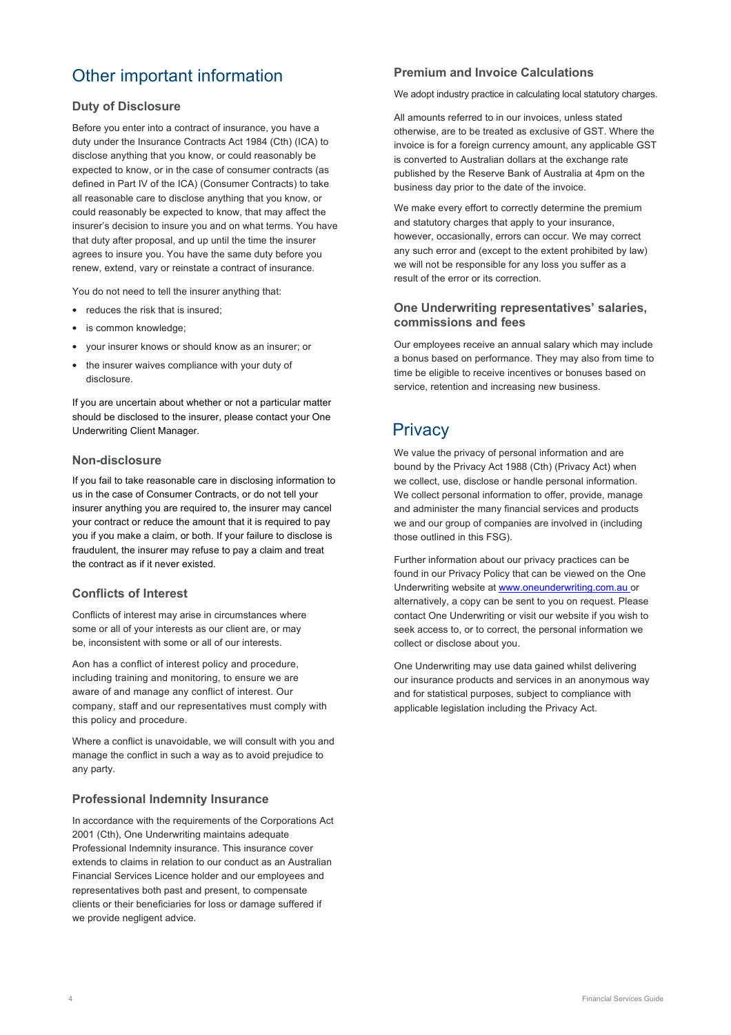## Other important information

### Duty of Disclosure

Before you enter into a contract of insurance, you have a duty under the Insurance Contracts Act 1984 (Cth) (ICA) to disclose anything that you know, or could reasonably be expected to know, or in the case of consumer contracts (as defined in Part IV of the ICA) (Consumer Contracts) to take all reasonable care to disclose anything that you know, or could reasonably be expected to know, that may affect the insurer's decision to insure you and on what terms. You have that duty after proposal, and up until the time the insurer agrees to insure you. You have the same duty before you renew, extend, vary or reinstate a contract of insurance.

You do not need to tell the insurer anything that:

- reduces the risk that is insured;
- is common knowledge;
- your insurer knows or should know as an insurer; or
- the insurer waives compliance with your duty of disclosure.

If you are uncertain about whether or not a particular matter should be disclosed to the insurer, please contact your One Underwriting Client Manager.

### Non-disclosure

If you fail to take reasonable care in disclosing information to us in the case of Consumer Contracts, or do not tell your insurer anything you are required to, the insurer may cancel your contract or reduce the amount that it is required to pay you if you make a claim, or both. If your failure to disclose is fraudulent, the insurer may refuse to pay a claim and treat the contract as if it never existed.

### Conflicts of Interest

Conflicts of interest may arise in circumstances where some or all of your interests as our client are, or may be, inconsistent with some or all of our interests.

Aon has a conflict of interest policy and procedure, including training and monitoring, to ensure we are aware of and manage any conflict of interest. Our company, staff and our representatives must comply with this policy and procedure.

Where a conflict is unavoidable, we will consult with you and manage the conflict in such a way as to avoid prejudice to any party.

### Professional Indemnity Insurance

In accordance with the requirements of the Corporations Act 2001 (Cth), One Underwriting maintains adequate Professional Indemnity insurance. This insurance cover extends to claims in relation to our conduct as an Australian Financial Services Licence holder and our employees and representatives both past and present, to compensate clients or their beneficiaries for loss or damage suffered if we provide negligent advice.

### Premium and Invoice Calculations

We adopt industry practice in calculating local statutory charges.

All amounts referred to in our invoices, unless stated otherwise, are to be treated as exclusive of GST. Where the invoice is for a foreign currency amount, any applicable GST is converted to Australian dollars at the exchange rate published by the Reserve Bank of Australia at 4pm on the business day prior to the date of the invoice.

We make every effort to correctly determine the premium and statutory charges that apply to your insurance, however, occasionally, errors can occur. We may correct any such error and (except to the extent prohibited by law) we will not be responsible for any loss you suffer as a result of the error or its correction.

### One Underwriting representatives' salaries, commissions and fees

Our employees receive an annual salary which may include a bonus based on performance. They may also from time to time be eligible to receive incentives or bonuses based on service, retention and increasing new business.

## Privacy

We value the privacy of personal information and are bound by the Privacy Act 1988 (Cth) (Privacy Act) when we collect, use, disclose or handle personal information. We collect personal information to offer, provide, manage and administer the many financial services and products we and our group of companies are involved in (including those outlined in this FSG).

Further information about our privacy practices can be found in our Privacy Policy that can be viewed on the One Underwriting website at [www.oneunderwriting.com.au](http://www.oneunderwriting.com.au) or alternatively, a copy can be sent to you on request. Please contact One Underwriting or visit our website if you wish to seek access to, or to correct, the personal information we collect or disclose about you.

One Underwriting may use data gained whilst delivering our insurance products and services in an anonymous way and for statistical purposes, subject to compliance with applicable legislation including the Privacy Act.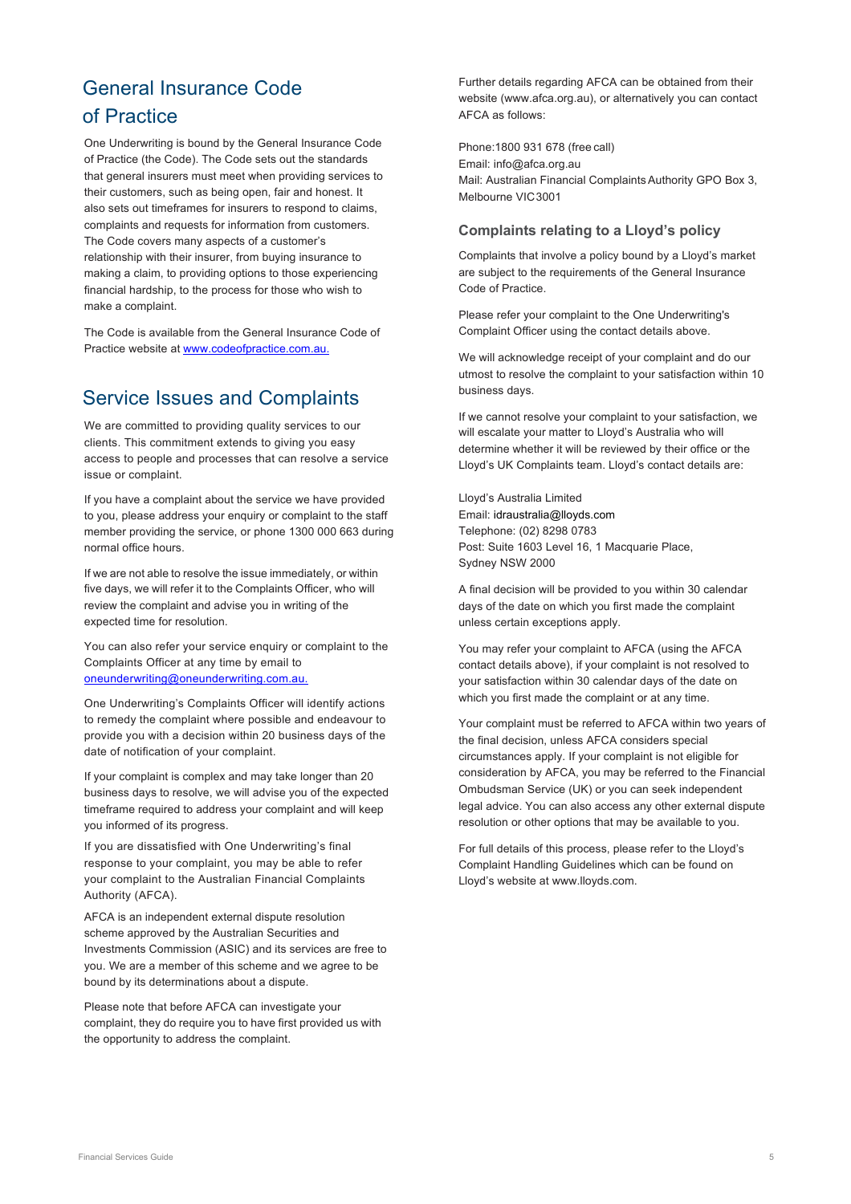## General Insurance Code of Practice

One Underwriting is bound by the General Insurance Code of Practice (the Code). The Code sets out the standards that general insurers must meet when providing services to their customers, such as being open, fair and honest. It also sets out timeframes for insurers to respond to claims, complaints and requests for information from customers. The Code covers many aspects of a customer's relationship with their insurer, from buying insurance to making a claim, to providing options to those experiencing financial hardship, to the process for those who wish to make a complaint.

The Code is available from the General Insurance Code of Practice website at [www.codeofpractice.com.au.](http://www.codeofpractice.com.au)

## Service Issues and Complaints

We are committed to providing quality services to our clients. This commitment extends to giving you easy access to people and processes that can resolve a service issue or complaint.

If you have a complaint about the service we have provided to you, please address your enquiry or complaint to the staff member providing the service, or phone 1300 000 663 during normal office hours.

If we are not able to resolve the issue immediately, or within five days, we will refer it to the Complaints Officer, who will review the complaint and advise you in writing of the expected time for resolution.

You can also refer your service enquiry or complaint to the Complaints Officer at any time by email to [oneunderwriting@oneunderwriting.com.au.](mailto:oneunderwriting@oneunderwriting.com.au)

One Underwriting's Complaints Officer will identify actions to remedy the complaint where possible and endeavour to provide you with a decision within 20 business days of the date of notification of your complaint.

If your complaint is complex and may take longer than 20 business days to resolve, we will advise you of the expected timeframe required to address your complaint and will keep you informed of its progress.

If you are dissatisfied with One Underwriting's final response to your complaint, you may be able to refer your complaint to the Australian Financial Complaints Authority (AFCA).

AFCA is an independent external dispute resolution scheme approved by the Australian Securities and Investments Commission (ASIC) and its services are free to you. We are a member of this scheme and we agree to be bound by its determinations about a dispute.

Please note that before AFCA can investigate your complaint, they do require you to have first provided us with the opportunity to address the complaint.

Further details regarding AFCA can be obtained from their website (www.afca.org.au), or alternatively you can contact AFCA as follows:

Phone:1800 931 678 (free call)
Email: info@afca.org.au
Mail: Australian Financial Complaints Authority GPO Box 3, Melbourne VIC 3001

### Complaints relating to a Lloyd's policy

Complaints that involve a policy bound by a Lloyd's market are subject to the requirements of the General Insurance Code of Practice.

Please refer your complaint to the One Underwriting's Complaint Officer using the contact details above.

We will acknowledge receipt of your complaint and do our utmost to resolve the complaint to your satisfaction within 10 business days.

If we cannot resolve your complaint to your satisfaction, we will escalate your matter to Lloyd's Australia who will determine whether it will be reviewed by their office or the Lloyd's UK Complaints team. Lloyd's contact details are:

Lloyd's Australia Limited
Email: idraustralia@lloyds.com
Telephone: (02) 8298 0783
Post: Suite 1603 Level 16, 1 Macquarie Place, Sydney NSW 2000

A final decision will be provided to you within 30 calendar days of the date on which you first made the complaint unless certain exceptions apply.

You may refer your complaint to AFCA (using the AFCA contact details above), if your complaint is not resolved to your satisfaction within 30 calendar days of the date on which you first made the complaint or at any time.

Your complaint must be referred to AFCA within two years of the final decision, unless AFCA considers special circumstances apply. If your complaint is not eligible for consideration by AFCA, you may be referred to the Financial Ombudsman Service (UK) or you can seek independent legal advice. You can also access any other external dispute resolution or other options that may be available to you.

For full details of this process, please refer to the Lloyd's Complaint Handling Guidelines which can be found on Lloyd's website at www.lloyds.com.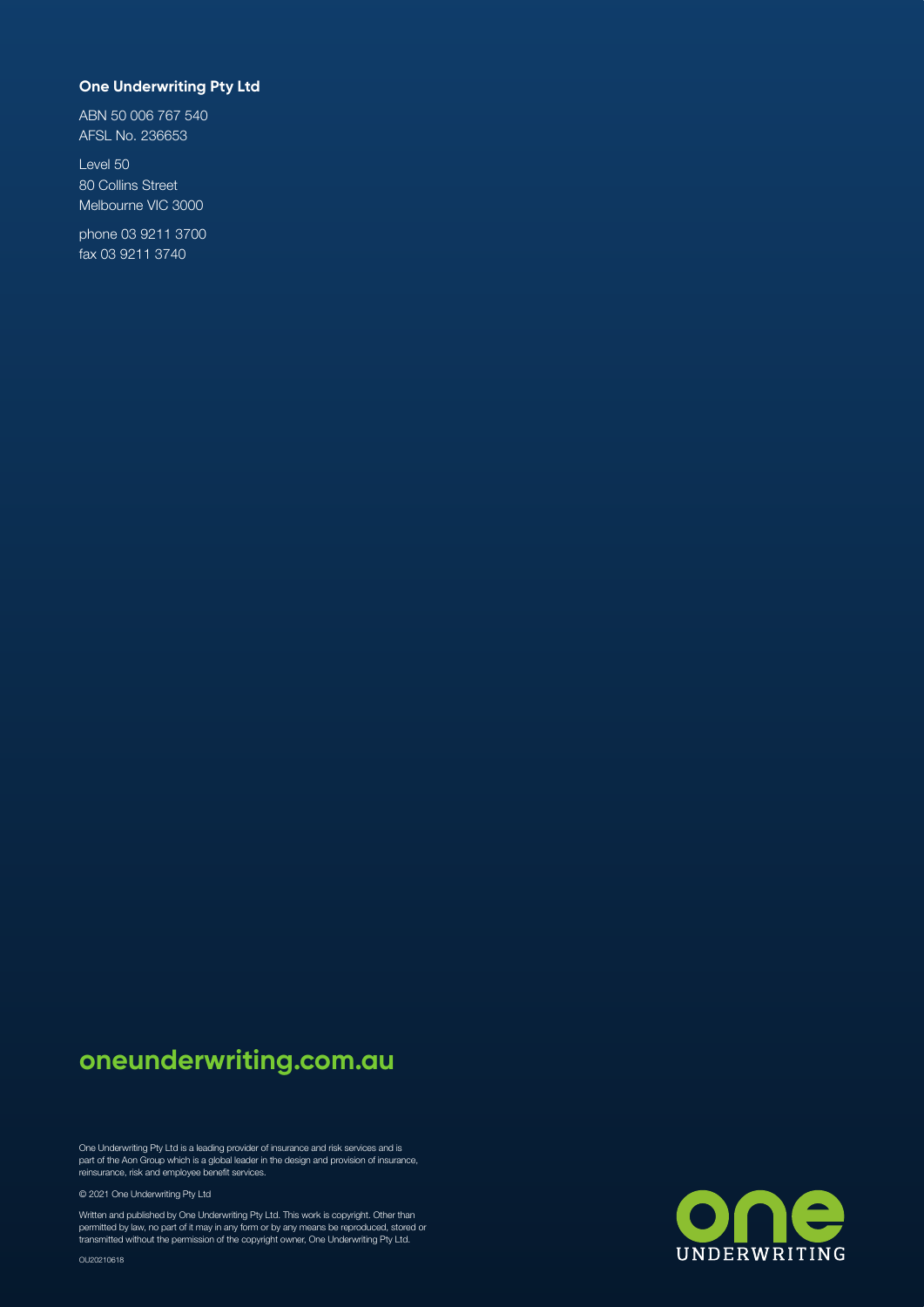**One Underwriting Pty Ltd**

ABN 50 006 767 540
AFSL No. 236653

Level 50
80 Collins Street
Melbourne VIC 3000

phone 03 9211 3700
fax 03 9211 3740

**oneunderwriting.com.au**

One Underwriting Pty Ltd is a leading provider of insurance and risk services and is part of the Aon Group which is a global leader in the design and provision of insurance, reinsurance, risk and employee benefit services.

© 2021 One Underwriting Pty Ltd

Written and published by One Underwriting Pty Ltd. This work is copyright. Other than permitted by law, no part of it may in any form or by any means be reproduced, stored or transmitted without the permission of the copyright owner, One Underwriting Pty Ltd.

OU20210618

one UNDERWRITING